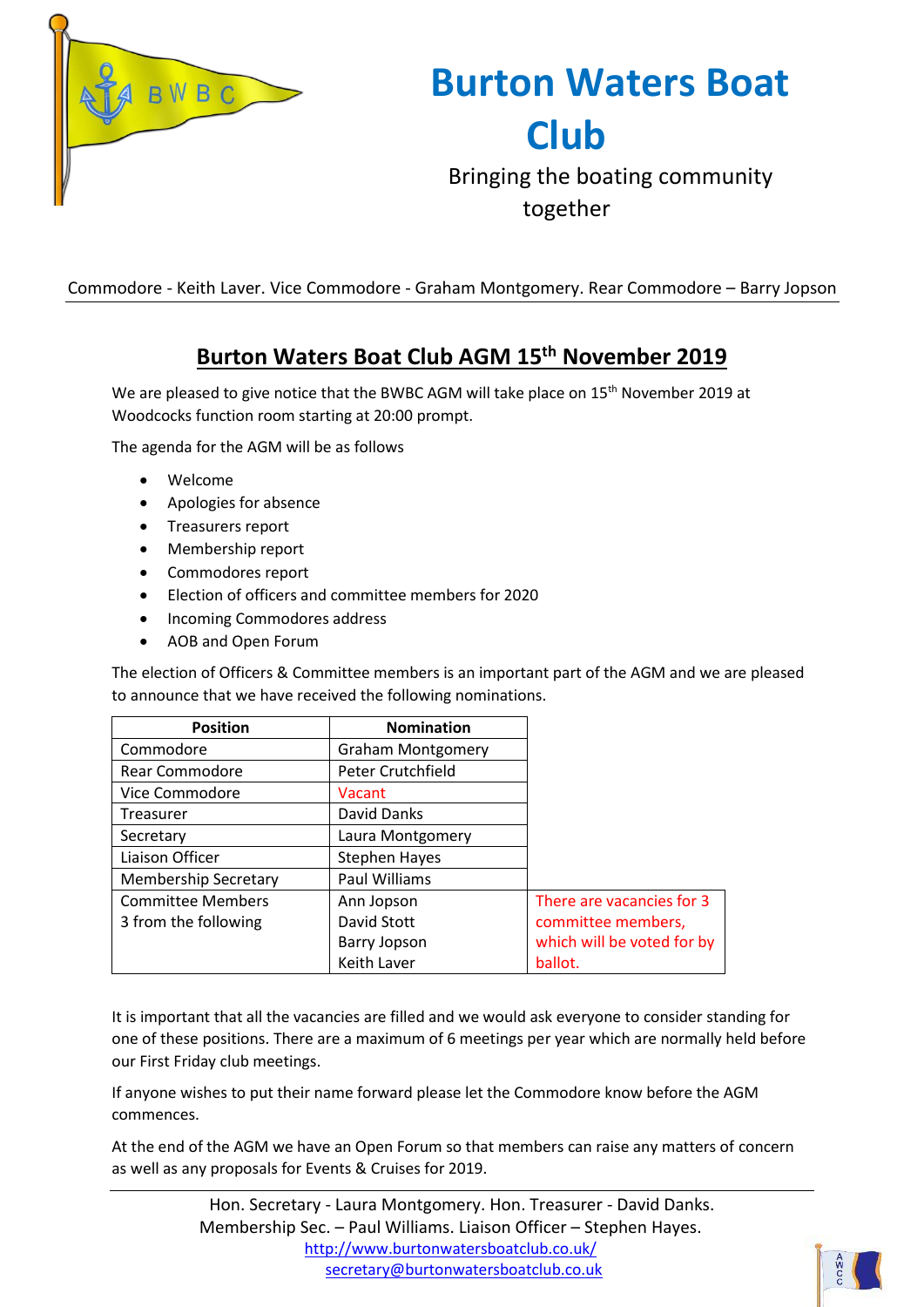# Burton Waters Boat Club

Bringing the boating community together

Commodore - Keith Laver. Vice Commodore - Graham Montgomery. Rear Commodore – Barry Jopson

## Burton Waters Boat Club AGM 15th November 2019

We are pleased to give notice that the BWBC AGM will take place on 15th November 2019 at Woodcocks function room starting at 20:00 prompt.

The agenda for the AGM will be as follows

- Welcome
- Apologies for absence
- Treasurers report
- Membership report
- Commodores report
- Election of officers and committee members for 2020
- Incoming Commodores address
- AOB and Open Forum

The election of Officers & Committee members is an important part of the AGM and we are pleased to announce that we have received the following nominations.

| Position | Nomination | |
|---|---|---|
| Commodore | Graham Montgomery | |
| Rear Commodore | Peter Crutchfield | |
| Vice Commodore | Vacant | |
| Treasurer | David Danks | |
| Secretary | Laura Montgomery | |
| Liaison Officer | Stephen Hayes | |
| Membership Secretary | Paul Williams | |
| Committee Members 3 from the following | Ann Jopson<br>David Stott<br>Barry Jopson<br>Keith Laver | There are vacancies for 3 committee members, which will be voted for by ballot. |

It is important that all the vacancies are filled and we would ask everyone to consider standing for one of these positions. There are a maximum of 6 meetings per year which are normally held before our First Friday club meetings.

If anyone wishes to put their name forward please let the Commodore know before the AGM commences.

At the end of the AGM we have an Open Forum so that members can raise any matters of concern as well as any proposals for Events & Cruises for 2019.

Hon. Secretary - Laura Montgomery. Hon. Treasurer - David Danks.
Membership Sec. – Paul Williams. Liaison Officer – Stephen Hayes.
http://www.burtonwatersboatclub.co.uk/
secretary@burtonwatersboatclub.co.uk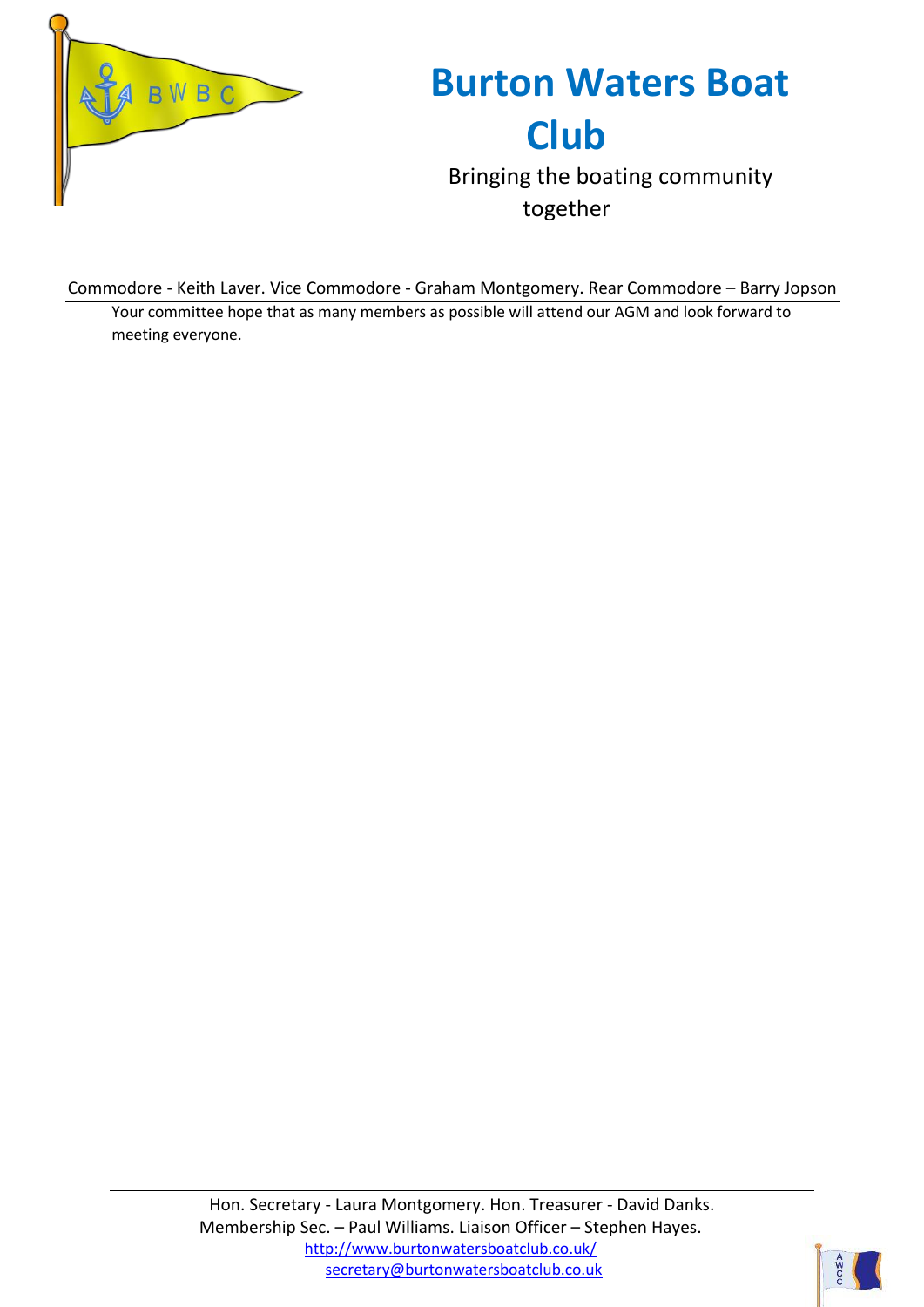# Burton Waters Boat Club

Bringing the boating community together

Commodore - Keith Laver. Vice Commodore - Graham Montgomery. Rear Commodore – Barry Jopson

Your committee hope that as many members as possible will attend our AGM and look forward to meeting everyone.

Hon. Secretary - Laura Montgomery. Hon. Treasurer - David Danks.
Membership Sec. – Paul Williams. Liaison Officer – Stephen Hayes.
http://www.burtonwatersboatclub.co.uk/
secretary@burtonwatersboatclub.co.uk